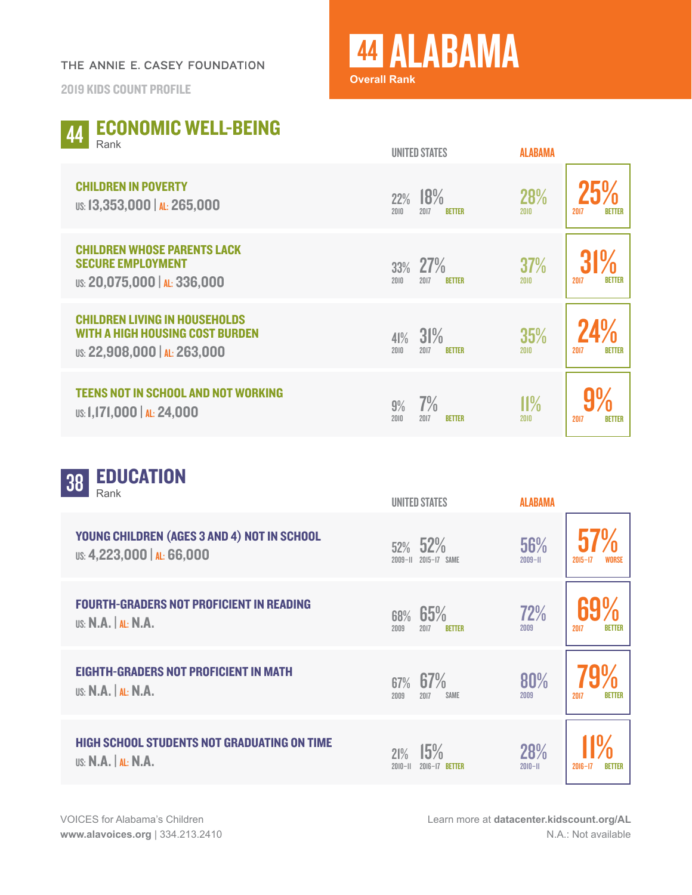THE ANNIE E. CASEY FOUNDATION

2019 KIDS COUNT PROFILE

# 44 ALABAMA

Overall Rank

## 44 ECONOMIC WELL-BEING

Rank

| Indicator | United States (earlier) | United States (later) | Alabama (earlier) | Alabama (later) |
|---|---|---|---|---|
| **CHILDREN IN POVERTY**<br>US: 13,353,000 \| AL: 265,000 | 22% (2010) | 18% (2017) BETTER | 28% (2010) | 25% (2017) BETTER |
| **CHILDREN WHOSE PARENTS LACK SECURE EMPLOYMENT**<br>US: 20,075,000 \| AL: 336,000 | 33% (2010) | 27% (2017) BETTER | 37% (2010) | 31% (2017) BETTER |
| **CHILDREN LIVING IN HOUSEHOLDS WITH A HIGH HOUSING COST BURDEN**<br>US: 22,908,000 \| AL: 263,000 | 41% (2010) | 31% (2017) BETTER | 35% (2010) | 24% (2017) BETTER |
| **TEENS NOT IN SCHOOL AND NOT WORKING**<br>US: 1,171,000 \| AL: 24,000 | 9% (2010) | 7% (2017) BETTER | 11% (2010) | 9% (2017) BETTER |

## 38 EDUCATION

Rank

| Indicator | United States (earlier) | United States (later) | Alabama (earlier) | Alabama (later) |
|---|---|---|---|---|
| **YOUNG CHILDREN (AGES 3 AND 4) NOT IN SCHOOL**<br>US: 4,223,000 \| AL: 66,000 | 52% (2009–11) | 52% (2015–17) SAME | 56% (2009–11) | 57% (2015–17) WORSE |
| **FOURTH-GRADERS NOT PROFICIENT IN READING**<br>US: N.A. \| AL: N.A. | 68% (2009) | 65% (2017) BETTER | 72% (2009) | 69% (2017) BETTER |
| **EIGHTH-GRADERS NOT PROFICIENT IN MATH**<br>US: N.A. \| AL: N.A. | 67% (2009) | 67% (2017) SAME | 80% (2009) | 79% (2017) BETTER |
| **HIGH SCHOOL STUDENTS NOT GRADUATING ON TIME**<br>US: N.A. \| AL: N.A. | 21% (2010–11) | 15% (2016–17) BETTER | 28% (2010–11) | 11% (2016–17) BETTER |

VOICES for Alabama's Children
**www.alavoices.org** | 334.213.2410

Learn more at **datacenter.kidscount.org/AL**
N.A.: Not available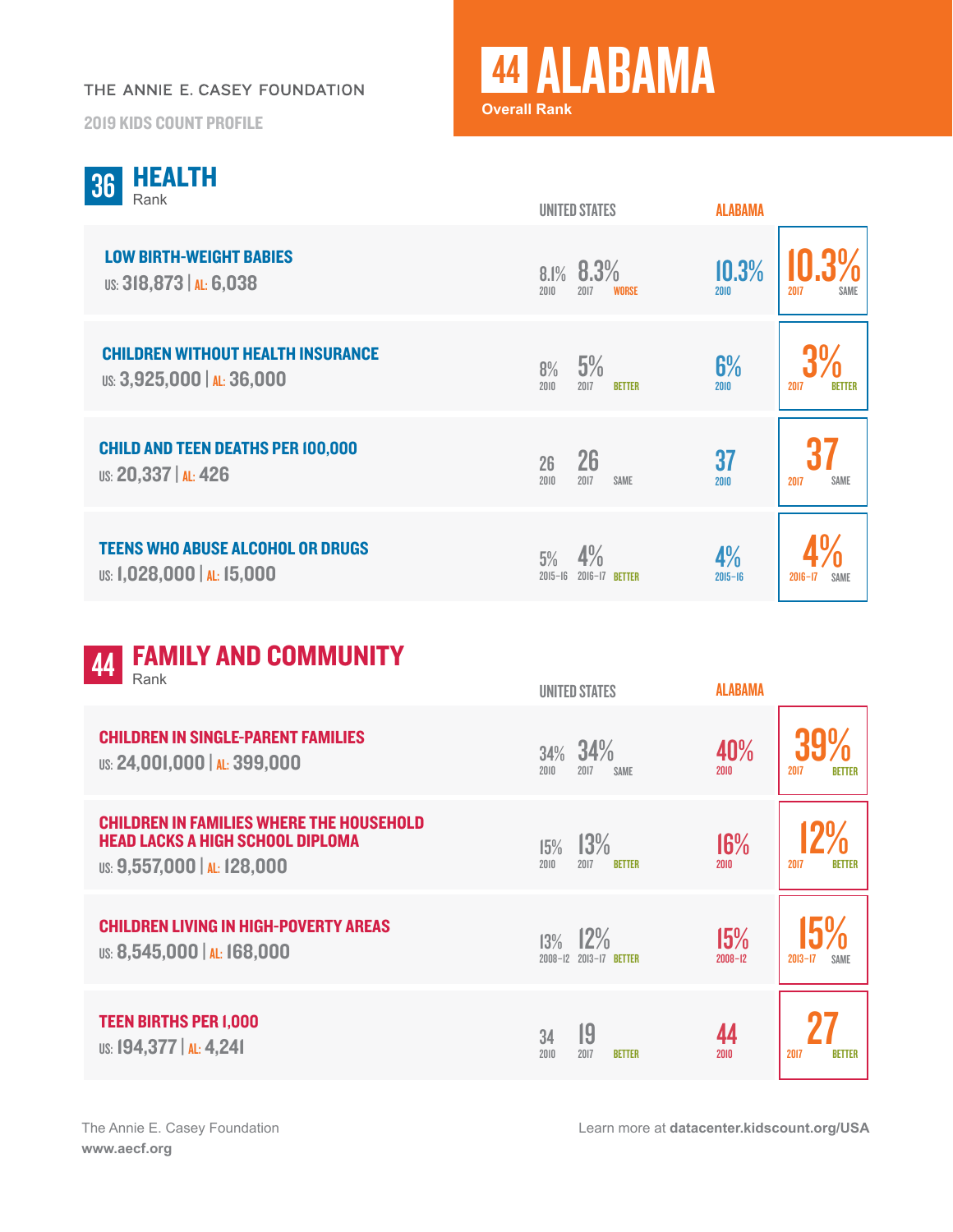THE ANNIE E. CASEY FOUNDATION

2019 KIDS COUNT PROFILE

# 44 ALABAMA

Overall Rank

## 36 HEALTH

Rank

| | UNITED STATES | | | ALABAMA | | |
|---|---|---|---|---|---|---|
| **LOW BIRTH-WEIGHT BABIES**<br>US: 318,873 \| AL: 6,038 | 8.1% (2010) | 8.3% (2017) | WORSE | 10.3% (2010) | 10.3% (2017) | SAME |
| **CHILDREN WITHOUT HEALTH INSURANCE**<br>US: 3,925,000 \| AL: 36,000 | 8% (2010) | 5% (2017) | BETTER | 6% (2010) | 3% (2017) | BETTER |
| **CHILD AND TEEN DEATHS PER 100,000**<br>US: 20,337 \| AL: 426 | 26 (2010) | 26 (2017) | SAME | 37 (2010) | 37 (2017) | SAME |
| **TEENS WHO ABUSE ALCOHOL OR DRUGS**<br>US: 1,028,000 \| AL: 15,000 | 5% (2015–16) | 4% (2016–17) | BETTER | 4% (2015–16) | 4% (2016–17) | SAME |

## 44 FAMILY AND COMMUNITY

Rank

| | UNITED STATES | | | ALABAMA | | |
|---|---|---|---|---|---|---|
| **CHILDREN IN SINGLE-PARENT FAMILIES**<br>US: 24,001,000 \| AL: 399,000 | 34% (2010) | 34% (2017) | SAME | 40% (2010) | 39% (2017) | BETTER |
| **CHILDREN IN FAMILIES WHERE THE HOUSEHOLD HEAD LACKS A HIGH SCHOOL DIPLOMA**<br>US: 9,557,000 \| AL: 128,000 | 15% (2010) | 13% (2017) | BETTER | 16% (2010) | 12% (2017) | BETTER |
| **CHILDREN LIVING IN HIGH-POVERTY AREAS**<br>US: 8,545,000 \| AL: 168,000 | 13% (2008–12) | 12% (2013–17) | BETTER | 15% (2008–12) | 15% (2013–17) | SAME |
| **TEEN BIRTHS PER 1,000**<br>US: 194,377 \| AL: 4,241 | 34 (2010) | 19 (2017) | BETTER | 44 (2010) | 27 (2017) | BETTER |

The Annie E. Casey Foundation
**www.aecf.org**

Learn more at **datacenter.kidscount.org/USA**